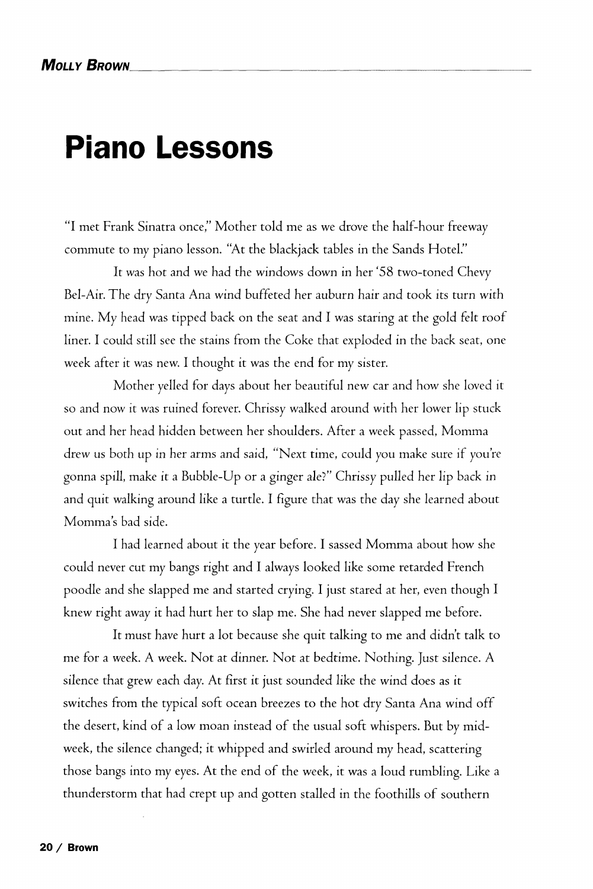# Piano Lessons

"I met Frank Sinatra once," Mother told me as we drove the half-hour freeway commute to my piano lesson. "At the blackjack tables in the Sands Hotel."

It was hot and we had the windows down in her '58 two-toned Chevy Bel-Air. The dry Santa Ana wind buffeted her auburn hair and took its turn with mine. My head was tipped back on the seat and I was staring at the gold felt roof liner. I could still see the stains from the Coke that exploded in the back seat, one week after it was new. I thought it was the end for my sister.

Mother yelled for days about her beautiful new car and how she loved it so and now it was ruined forever. Chrissy walked around with her lower lip stuck out and her head hidden between her shoulders. After a week passed, Momma drew us both up in her arms and said, "Next time, could you make sure if you're gonna spill, make it a Bubble-Up or a ginger ale?" Chrissy pulled her lip back in and quit walking around like a turtle. I figure that was the day she learned about Momma's bad side.

I had learned about it the year before. I sassed Momma about how she could never cut my bangs right and I always looked like some retarded French poodle and she slapped me and started crying. I just stared at her, even though I knew right away it had hurt her to slap me. She had never slapped me before.

It must have hurt a lot because she quit talking to me and didn't talk to me for a week. A week. Not at dinner. Not at bedtime. Nothing. Just silence. A silence that grew each day. At first it just sounded like the wind does as it switches from the typical soft ocean breezes to the hot dry Santa Ana wind off the desert, kind of a low moan instead of the usual soft whispers. But by mid-week, the silence changed; it whipped and swirled around my head, scattering those bangs into my eyes. At the end of the week, it was a loud rumbling. Like a thunderstorm that had crept up and gotten stalled in the foothills of southern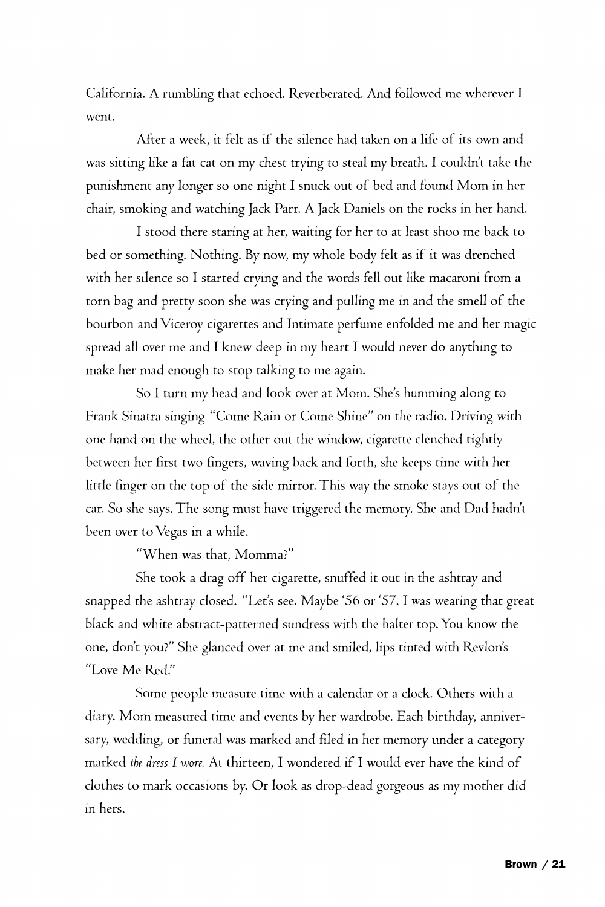California. A rumbling that echoed. Reverberated. And followed me wherever I went.

After a week, it felt as if the silence had taken on a life of its own and was sitting like a fat cat on my chest trying to steal my breath. I couldn't take the punishment any longer so one night I snuck out of bed and found Mom in her chair, smoking and watching Jack Parr. A Jack Daniels on the rocks in her hand.

I stood there staring at her, waiting for her to at least shoo me back to bed or something. Nothing. By now, my whole body felt as if it was drenched with her silence so I started crying and the words fell out like macaroni from a torn bag and pretty soon she was crying and pulling me in and the smell of the bourbon and Viceroy cigarettes and Intimate perfume enfolded me and her magic spread all over me and I knew deep in my heart I would never do anything to make her mad enough to stop talking to me again.

So I turn my head and look over at Mom. She's humming along to Frank Sinatra singing "Come Rain or Come Shine" on the radio. Driving with one hand on the wheel, the other out the window, cigarette clenched tightly between her first two fingers, waving back and forth, she keeps time with her little finger on the top of the side mirror. This way the smoke stays out of the car. So she says. The song must have triggered the memory. She and Dad hadn't been over to Vegas in a while.

"When was that, Momma?"

She took a drag off her cigarette, snuffed it out in the ashtray and snapped the ashtray closed. "Let's see. Maybe '56 or '57. I was wearing that great black and white abstract-patterned sundress with the halter top. You know the one, don't you?" She glanced over at me and smiled, lips tinted with Revlon's "Love Me Red."

Some people measure time with a calendar or a clock. Others with a diary. Mom measured time and events by her wardrobe. Each birthday, anniversary, wedding, or funeral was marked and filed in her memory under a category marked *the dress I wore.* At thirteen, I wondered if I would ever have the kind of clothes to mark occasions by. Or look as drop-dead gorgeous as my mother did in hers.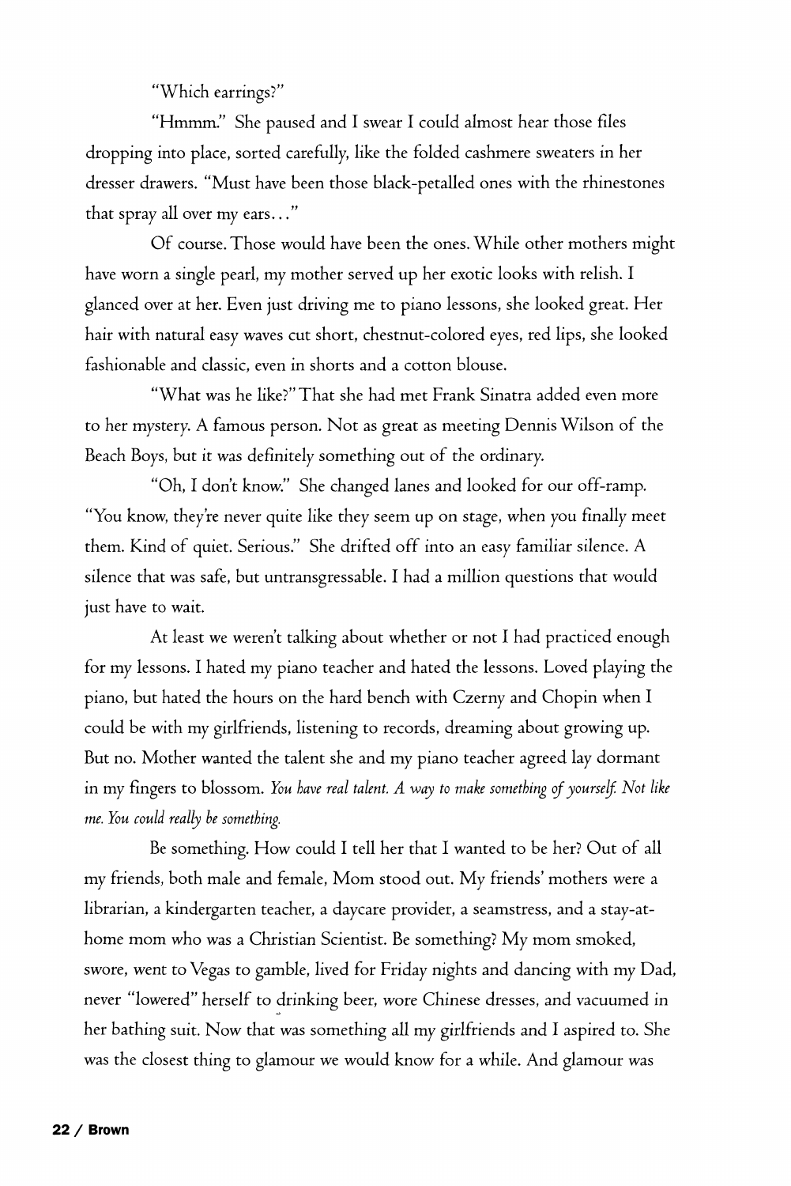"Which earrings?"

"Hmmm." She paused and I swear I could almost hear those files dropping into place, sorted carefully, like the folded cashmere sweaters in her dresser drawers. "Must have been those black-petalled ones with the rhinestones that spray all over my ears..."

Of course. Those would have been the ones. While other mothers might have worn a single pearl, my mother served up her exotic looks with relish. I glanced over at her. Even just driving me to piano lessons, she looked great. Her hair with natural easy waves cut short, chestnut-colored eyes, red lips, she looked fashionable and classic, even in shorts and a cotton blouse.

"What was he like?" That she had met Frank Sinatra added even more to her mystery. A famous person. Not as great as meeting Dennis Wilson of the Beach Boys, but it was definitely something out of the ordinary.

"Oh, I don't know." She changed lanes and looked for our off-ramp. "You know, they're never quite like they seem up on stage, when you finally meet them. Kind of quiet. Serious." She drifted off into an easy familiar silence. A silence that was safe, but untransgressable. I had a million questions that would just have to wait.

At least we weren't talking about whether or not I had practiced enough for my lessons. I hated my piano teacher and hated the lessons. Loved playing the piano, but hated the hours on the hard bench with Czerny and Chopin when I could be with my girlfriends, listening to records, dreaming about growing up. But no. Mother wanted the talent she and my piano teacher agreed lay dormant in my fingers to blossom. *You have real talent. A way to make something of yourself. Not like me. You could really be something.*

Be something. How could I tell her that I wanted to be her? Out of all my friends, both male and female, Mom stood out. My friends' mothers were a librarian, a kindergarten teacher, a daycare provider, a seamstress, and a stay-at-home mom who was a Christian Scientist. Be something? My mom smoked, swore, went to Vegas to gamble, lived for Friday nights and dancing with my Dad, never "lowered" herself to drinking beer, wore Chinese dresses, and vacuumed in her bathing suit. Now that was something all my girlfriends and I aspired to. She was the closest thing to glamour we would know for a while. And glamour was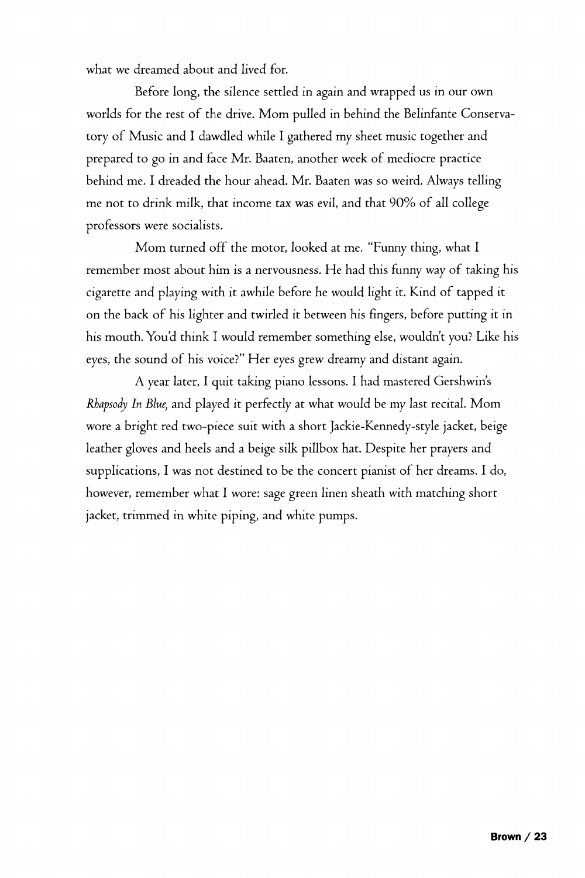what we dreamed about and lived for.

Before long, the silence settled in again and wrapped us in our own worlds for the rest of the drive. Mom pulled in behind the Belinfante Conservatory of Music and I dawdled while I gathered my sheet music together and prepared to go in and face Mr. Baaten, another week of mediocre practice behind me. I dreaded the hour ahead. Mr. Baaten was so weird. Always telling me not to drink milk, that income tax was evil, and that 90% of all college professors were socialists.

Mom turned off the motor, looked at me. "Funny thing, what I remember most about him is a nervousness. He had this funny way of taking his cigarette and playing with it awhile before he would light it. Kind of tapped it on the back of his lighter and twirled it between his fingers, before putting it in his mouth. You'd think I would remember something else, wouldn't you? Like his eyes, the sound of his voice?" Her eyes grew dreamy and distant again.

A year later, I quit taking piano lessons. I had mastered Gershwin's *Rhapsody In Blue,* and played it perfectly at what would be my last recital. Mom wore a bright red two-piece suit with a short Jackie-Kennedy-style jacket, beige leather gloves and heels and a beige silk pillbox hat. Despite her prayers and supplications, I was not destined to be the concert pianist of her dreams. I do, however, remember what I wore: sage green linen sheath with matching short jacket, trimmed in white piping, and white pumps.